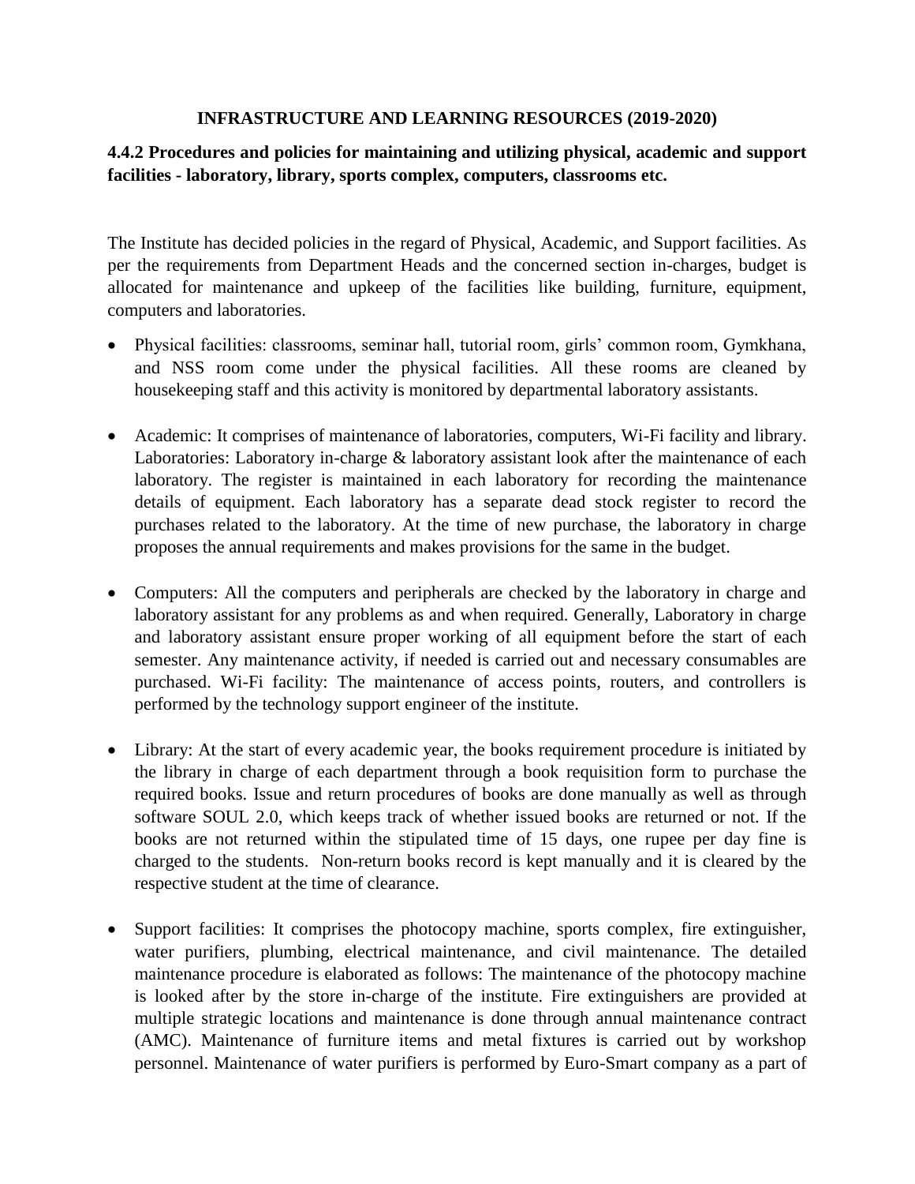# INFRASTRUCTURE AND LEARNING RESOURCES (2019-2020)

## 4.4.2 Procedures and policies for maintaining and utilizing physical, academic and support facilities - laboratory, library, sports complex, computers, classrooms etc.

The Institute has decided policies in the regard of Physical, Academic, and Support facilities. As per the requirements from Department Heads and the concerned section in-charges, budget is allocated for maintenance and upkeep of the facilities like building, furniture, equipment, computers and laboratories.

- Physical facilities: classrooms, seminar hall, tutorial room, girls' common room, Gymkhana, and NSS room come under the physical facilities. All these rooms are cleaned by housekeeping staff and this activity is monitored by departmental laboratory assistants.

- Academic: It comprises of maintenance of laboratories, computers, Wi-Fi facility and library. Laboratories: Laboratory in-charge & laboratory assistant look after the maintenance of each laboratory. The register is maintained in each laboratory for recording the maintenance details of equipment. Each laboratory has a separate dead stock register to record the purchases related to the laboratory. At the time of new purchase, the laboratory in charge proposes the annual requirements and makes provisions for the same in the budget.

- Computers: All the computers and peripherals are checked by the laboratory in charge and laboratory assistant for any problems as and when required. Generally, Laboratory in charge and laboratory assistant ensure proper working of all equipment before the start of each semester. Any maintenance activity, if needed is carried out and necessary consumables are purchased. Wi-Fi facility: The maintenance of access points, routers, and controllers is performed by the technology support engineer of the institute.

- Library: At the start of every academic year, the books requirement procedure is initiated by the library in charge of each department through a book requisition form to purchase the required books. Issue and return procedures of books are done manually as well as through software SOUL 2.0, which keeps track of whether issued books are returned or not. If the books are not returned within the stipulated time of 15 days, one rupee per day fine is charged to the students. Non-return books record is kept manually and it is cleared by the respective student at the time of clearance.

- Support facilities: It comprises the photocopy machine, sports complex, fire extinguisher, water purifiers, plumbing, electrical maintenance, and civil maintenance. The detailed maintenance procedure is elaborated as follows: The maintenance of the photocopy machine is looked after by the store in-charge of the institute. Fire extinguishers are provided at multiple strategic locations and maintenance is done through annual maintenance contract (AMC). Maintenance of furniture items and metal fixtures is carried out by workshop personnel. Maintenance of water purifiers is performed by Euro-Smart company as a part of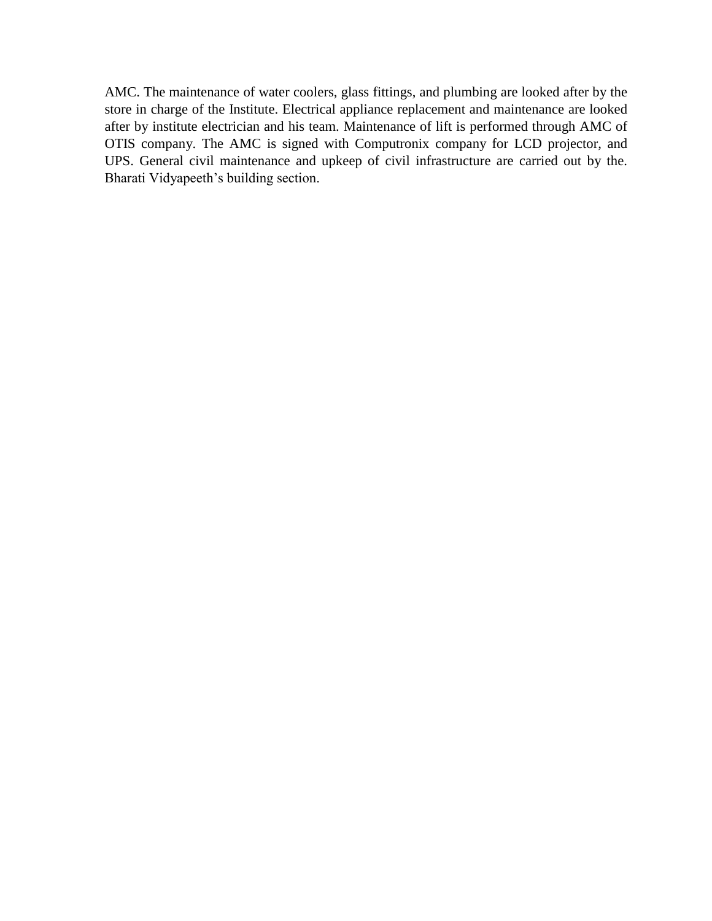AMC. The maintenance of water coolers, glass fittings, and plumbing are looked after by the store in charge of the Institute. Electrical appliance replacement and maintenance are looked after by institute electrician and his team. Maintenance of lift is performed through AMC of OTIS company. The AMC is signed with Computronix company for LCD projector, and UPS. General civil maintenance and upkeep of civil infrastructure are carried out by the. Bharati Vidyapeeth's building section.